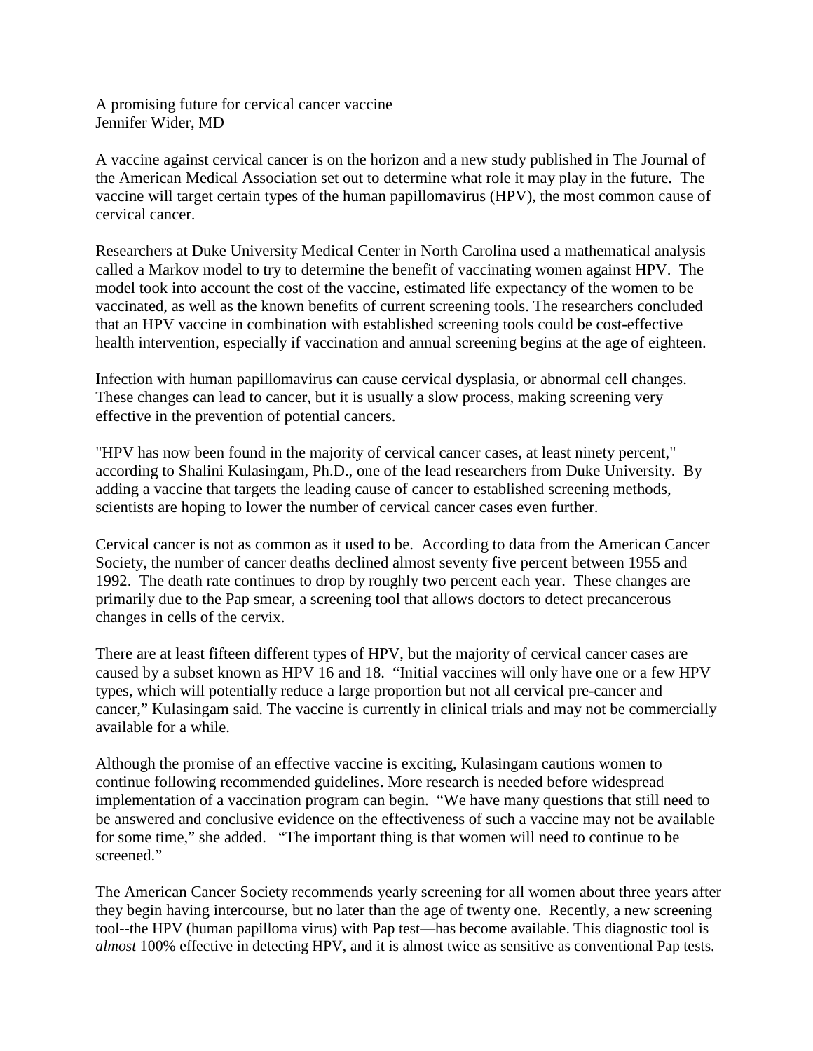# A promising future for cervical cancer vaccine

Jennifer Wider, MD

A vaccine against cervical cancer is on the horizon and a new study published in The Journal of the American Medical Association set out to determine what role it may play in the future. The vaccine will target certain types of the human papillomavirus (HPV), the most common cause of cervical cancer.

Researchers at Duke University Medical Center in North Carolina used a mathematical analysis called a Markov model to try to determine the benefit of vaccinating women against HPV. The model took into account the cost of the vaccine, estimated life expectancy of the women to be vaccinated, as well as the known benefits of current screening tools. The researchers concluded that an HPV vaccine in combination with established screening tools could be cost-effective health intervention, especially if vaccination and annual screening begins at the age of eighteen.

Infection with human papillomavirus can cause cervical dysplasia, or abnormal cell changes. These changes can lead to cancer, but it is usually a slow process, making screening very effective in the prevention of potential cancers.

"HPV has now been found in the majority of cervical cancer cases, at least ninety percent," according to Shalini Kulasingam, Ph.D., one of the lead researchers from Duke University. By adding a vaccine that targets the leading cause of cancer to established screening methods, scientists are hoping to lower the number of cervical cancer cases even further.

Cervical cancer is not as common as it used to be. According to data from the American Cancer Society, the number of cancer deaths declined almost seventy five percent between 1955 and 1992. The death rate continues to drop by roughly two percent each year. These changes are primarily due to the Pap smear, a screening tool that allows doctors to detect precancerous changes in cells of the cervix.

There are at least fifteen different types of HPV, but the majority of cervical cancer cases are caused by a subset known as HPV 16 and 18. "Initial vaccines will only have one or a few HPV types, which will potentially reduce a large proportion but not all cervical pre-cancer and cancer," Kulasingam said. The vaccine is currently in clinical trials and may not be commercially available for a while.

Although the promise of an effective vaccine is exciting, Kulasingam cautions women to continue following recommended guidelines. More research is needed before widespread implementation of a vaccination program can begin. "We have many questions that still need to be answered and conclusive evidence on the effectiveness of such a vaccine may not be available for some time," she added. "The important thing is that women will need to continue to be screened."

The American Cancer Society recommends yearly screening for all women about three years after they begin having intercourse, but no later than the age of twenty one. Recently, a new screening tool--the HPV (human papilloma virus) with Pap test—has become available. This diagnostic tool is *almost* 100% effective in detecting HPV, and it is almost twice as sensitive as conventional Pap tests.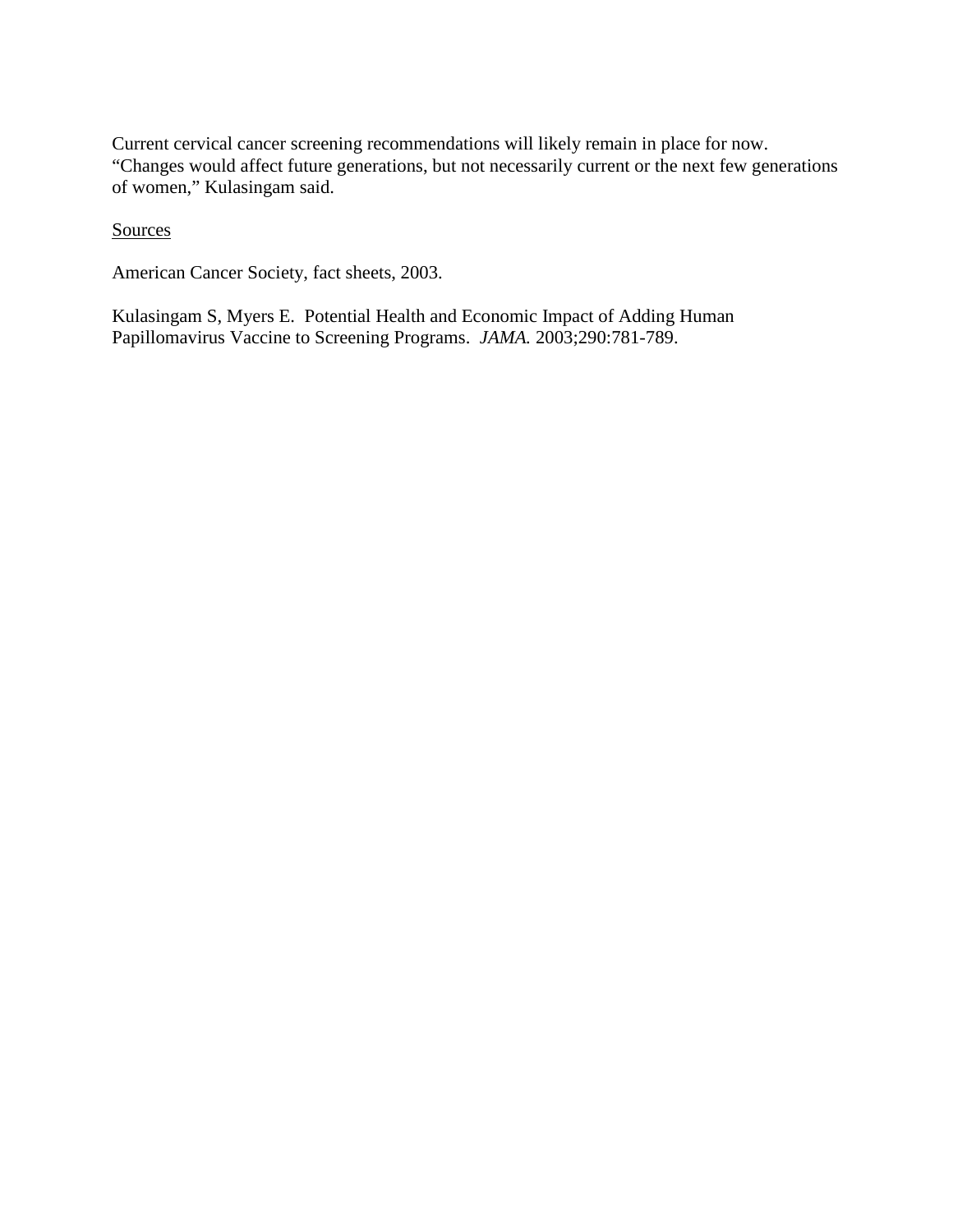Current cervical cancer screening recommendations will likely remain in place for now. "Changes would affect future generations, but not necessarily current or the next few generations of women," Kulasingam said.

<u>Sources</u>

American Cancer Society, fact sheets, 2003.

Kulasingam S, Myers E. Potential Health and Economic Impact of Adding Human Papillomavirus Vaccine to Screening Programs. *JAMA.* 2003;290:781-789.